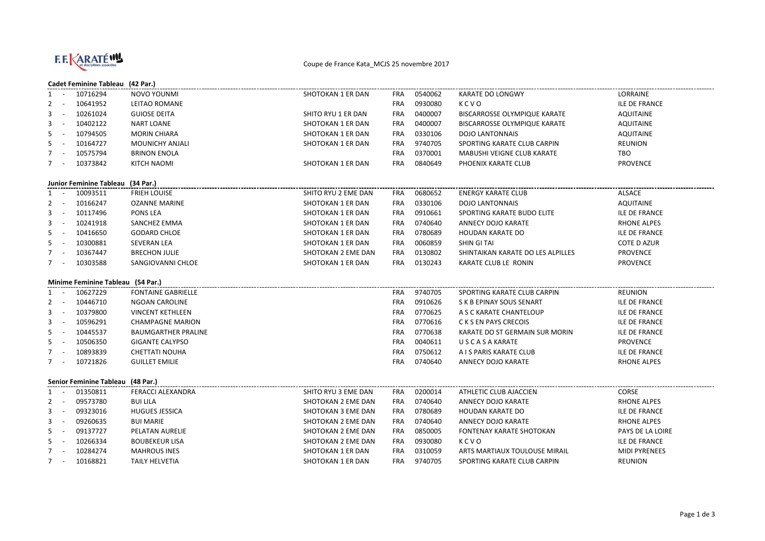Coupe de France Kata_MCJS 25 novembre 2017

**Cadet Feminine Tableau (42 Par.)**

| | | | | | | | | |
|---|---|---|---|---|---|---|---|---|
| 1 | - | 10716294 | NOVO YOUNMI | SHOTOKAN 1 ER DAN | FRA | 0540062 | KARATE DO LONGWY | LORRAINE |
| 2 | - | 10641952 | LEITAO ROMANE | | FRA | 0930080 | K C V O | ILE DE FRANCE |
| 3 | - | 10261024 | GUIOSE DEITA | SHITO RYU 1 ER DAN | FRA | 0400007 | BISCARROSSE OLYMPIQUE KARATE | AQUITAINE |
| 3 | - | 10402122 | NART LOANE | SHOTOKAN 1 ER DAN | FRA | 0400007 | BISCARROSSE OLYMPIQUE KARATE | AQUITAINE |
| 5 | - | 10794505 | MORIN CHIARA | SHOTOKAN 1 ER DAN | FRA | 0330106 | DOJO LANTONNAIS | AQUITAINE |
| 5 | - | 10164727 | MOUNICHY ANJALI | SHOTOKAN 1 ER DAN | FRA | 9740705 | SPORTING KARATE CLUB CARPIN | REUNION |
| 7 | - | 10575794 | BRINON ENOLA | | FRA | 0370001 | MABUSHI VEIGNE CLUB KARATE | TBO |
| 7 | - | 10373842 | KITCH NAOMI | SHOTOKAN 1 ER DAN | FRA | 0840649 | PHOENIX KARATE CLUB | PROVENCE |

**Junior Feminine Tableau (34 Par.)**

| | | | | | | | | |
|---|---|---|---|---|---|---|---|---|
| 1 | - | 10093511 | FRIEH LOUISE | SHITO RYU 2 EME DAN | FRA | 0680652 | ENERGY KARATE CLUB | ALSACE |
| 2 | - | 10166247 | OZANNE MARINE | SHOTOKAN 1 ER DAN | FRA | 0330106 | DOJO LANTONNAIS | AQUITAINE |
| 3 | - | 10117496 | PONS LEA | SHOTOKAN 1 ER DAN | FRA | 0910661 | SPORTING KARATE BUDO ELITE | ILE DE FRANCE |
| 3 | - | 10241918 | SANCHEZ EMMA | SHOTOKAN 1 ER DAN | FRA | 0740640 | ANNECY DOJO KARATE | RHONE ALPES |
| 5 | - | 10416650 | GODARD CHLOE | SHOTOKAN 1 ER DAN | FRA | 0780689 | HOUDAN KARATE DO | ILE DE FRANCE |
| 5 | - | 10300881 | SEVERAN LEA | SHOTOKAN 1 ER DAN | FRA | 0060859 | SHIN GI TAI | COTE D AZUR |
| 7 | - | 10367447 | BRECHON JULIE | SHOTOKAN 2 EME DAN | FRA | 0130802 | SHINTAIKAN KARATE DO LES ALPILLES | PROVENCE |
| 7 | - | 10303588 | SANGIOVANNI CHLOE | SHOTOKAN 1 ER DAN | FRA | 0130243 | KARATE CLUB LE RONIN | PROVENCE |

**Minime Feminine Tableau (54 Par.)**

| | | | | | | | | |
|---|---|---|---|---|---|---|---|---|
| 1 | - | 10627229 | FONTAINE GABRIELLE | | FRA | 9740705 | SPORTING KARATE CLUB CARPIN | REUNION |
| 2 | - | 10446710 | NGOAN CAROLINE | | FRA | 0910626 | S K B EPINAY SOUS SENART | ILE DE FRANCE |
| 3 | - | 10379800 | VINCENT KETHLEEN | | FRA | 0770625 | A S C KARATE CHANTELOUP | ILE DE FRANCE |
| 3 | - | 10596291 | CHAMPAGNE MARION | | FRA | 0770616 | C K S EN PAYS CRECOIS | ILE DE FRANCE |
| 5 | - | 10445537 | BAUMGARTHER PRALINE | | FRA | 0770638 | KARATE DO ST GERMAIN SUR MORIN | ILE DE FRANCE |
| 5 | - | 10506350 | GIGANTE CALYPSO | | FRA | 0040611 | U S C A S A KARATE | PROVENCE |
| 7 | - | 10893839 | CHETTATI NOUHA | | FRA | 0750612 | A I S PARIS KARATE CLUB | ILE DE FRANCE |
| 7 | - | 10721826 | GUILLET EMILIE | | FRA | 0740640 | ANNECY DOJO KARATE | RHONE ALPES |

**Senior Feminine Tableau (48 Par.)**

| | | | | | | | | |
|---|---|---|---|---|---|---|---|---|
| 1 | - | 01350811 | FERACCI ALEXANDRA | SHITO RYU 3 EME DAN | FRA | 0200014 | ATHLETIC CLUB AJACCIEN | CORSE |
| 2 | - | 09573780 | BUI LILA | SHOTOKAN 2 EME DAN | FRA | 0740640 | ANNECY DOJO KARATE | RHONE ALPES |
| 3 | - | 09323016 | HUGUES JESSICA | SHOTOKAN 3 EME DAN | FRA | 0780689 | HOUDAN KARATE DO | ILE DE FRANCE |
| 3 | - | 09260635 | BUI MARIE | SHOTOKAN 2 EME DAN | FRA | 0740640 | ANNECY DOJO KARATE | RHONE ALPES |
| 5 | - | 09137727 | PELATAN AURELIE | SHOTOKAN 2 EME DAN | FRA | 0850005 | FONTENAY KARATE SHOTOKAN | PAYS DE LA LOIRE |
| 5 | - | 10266334 | BOUBEKEUR LISA | SHOTOKAN 2 EME DAN | FRA | 0930080 | K C V O | ILE DE FRANCE |
| 7 | - | 10284274 | MAHROUS INES | SHOTOKAN 1 ER DAN | FRA | 0310059 | ARTS MARTIAUX TOULOUSE MIRAIL | MIDI PYRENEES |
| 7 | - | 10168821 | TAILY HELVETIA | SHOTOKAN 1 ER DAN | FRA | 9740705 | SPORTING KARATE CLUB CARPIN | REUNION |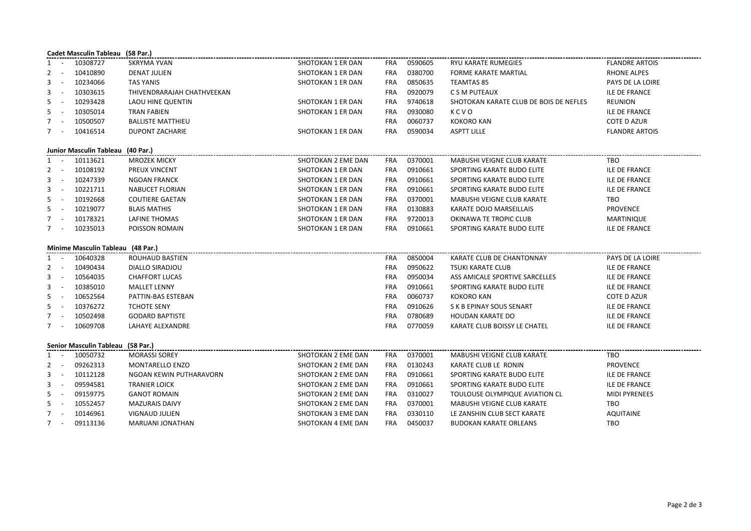**Cadet Masculin Tableau (58 Par.)**

| | | | | | | | | |
|---|---|---|---|---|---|---|---|---|
| 1 | - | 10308727 | SKRYMA YVAN | SHOTOKAN 1 ER DAN | FRA | 0590605 | RYU KARATE RUMEGIES | FLANDRE ARTOIS |
| 2 | - | 10410890 | DENAT JULIEN | SHOTOKAN 1 ER DAN | FRA | 0380700 | FORME KARATE MARTIAL | RHONE ALPES |
| 3 | - | 10234066 | TAS YANIS | SHOTOKAN 1 ER DAN | FRA | 0850635 | TEAMTAS 85 | PAYS DE LA LOIRE |
| 3 | - | 10303615 | THIVENDRARAJAH CHATHVEEKAN | | FRA | 0920079 | C S M PUTEAUX | ILE DE FRANCE |
| 5 | - | 10293428 | LAOU HINE QUENTIN | SHOTOKAN 1 ER DAN | FRA | 9740618 | SHOTOKAN KARATE CLUB DE BOIS DE NEFLES | REUNION |
| 5 | - | 10305014 | TRAN FABIEN | SHOTOKAN 1 ER DAN | FRA | 0930080 | K C V O | ILE DE FRANCE |
| 7 | - | 10500507 | BALLISTE MATTHIEU | | FRA | 0060737 | KOKORO KAN | COTE D AZUR |
| 7 | - | 10416514 | DUPONT ZACHARIE | SHOTOKAN 1 ER DAN | FRA | 0590034 | ASPTT LILLE | FLANDRE ARTOIS |

**Junior Masculin Tableau (40 Par.)**

| | | | | | | | | |
|---|---|---|---|---|---|---|---|---|
| 1 | - | 10113621 | MROZEK MICKY | SHOTOKAN 2 EME DAN | FRA | 0370001 | MABUSHI VEIGNE CLUB KARATE | TBO |
| 2 | - | 10108192 | PREUX VINCENT | SHOTOKAN 1 ER DAN | FRA | 0910661 | SPORTING KARATE BUDO ELITE | ILE DE FRANCE |
| 3 | - | 10247339 | NGOAN FRANCK | SHOTOKAN 1 ER DAN | FRA | 0910661 | SPORTING KARATE BUDO ELITE | ILE DE FRANCE |
| 3 | - | 10221711 | NABUCET FLORIAN | SHOTOKAN 1 ER DAN | FRA | 0910661 | SPORTING KARATE BUDO ELITE | ILE DE FRANCE |
| 5 | - | 10192668 | COUTIERE GAETAN | SHOTOKAN 1 ER DAN | FRA | 0370001 | MABUSHI VEIGNE CLUB KARATE | TBO |
| 5 | - | 10219077 | BLAIS MATHIS | SHOTOKAN 1 ER DAN | FRA | 0130883 | KARATE DOJO MARSEILLAIS | PROVENCE |
| 7 | - | 10178321 | LAFINE THOMAS | SHOTOKAN 1 ER DAN | FRA | 9720013 | OKINAWA TE TROPIC CLUB | MARTINIQUE |
| 7 | - | 10235013 | POISSON ROMAIN | SHOTOKAN 1 ER DAN | FRA | 0910661 | SPORTING KARATE BUDO ELITE | ILE DE FRANCE |

**Minime Masculin Tableau (48 Par.)**

| | | | | | | | | |
|---|---|---|---|---|---|---|---|---|
| 1 | - | 10640328 | ROUHAUD BASTIEN | | FRA | 0850004 | KARATE CLUB DE CHANTONNAY | PAYS DE LA LOIRE |
| 2 | - | 10490434 | DIALLO SIRADJOU | | FRA | 0950622 | TSUKI KARATE CLUB | ILE DE FRANCE |
| 3 | - | 10564035 | CHAFFORT LUCAS | | FRA | 0950034 | ASS AMICALE SPORTIVE SARCELLES | ILE DE FRANCE |
| 3 | - | 10385010 | MALLET LENNY | | FRA | 0910661 | SPORTING KARATE BUDO ELITE | ILE DE FRANCE |
| 5 | - | 10652564 | PATTIN-BAS ESTEBAN | | FRA | 0060737 | KOKORO KAN | COTE D AZUR |
| 5 | - | 10376272 | TCHOTE SENY | | FRA | 0910626 | S K B EPINAY SOUS SENART | ILE DE FRANCE |
| 7 | - | 10502498 | GODARD BAPTISTE | | FRA | 0780689 | HOUDAN KARATE DO | ILE DE FRANCE |
| 7 | - | 10609708 | LAHAYE ALEXANDRE | | FRA | 0770059 | KARATE CLUB BOISSY LE CHATEL | ILE DE FRANCE |

**Senior Masculin Tableau (58 Par.)**

| | | | | | | | | |
|---|---|---|---|---|---|---|---|---|
| 1 | - | 10050732 | MORASSI SOREY | SHOTOKAN 2 EME DAN | FRA | 0370001 | MABUSHI VEIGNE CLUB KARATE | TBO |
| 2 | - | 09262313 | MONTARELLO ENZO | SHOTOKAN 2 EME DAN | FRA | 0130243 | KARATE CLUB LE RONIN | PROVENCE |
| 3 | - | 10112128 | NGOAN KEWIN PUTHARAVORN | SHOTOKAN 2 EME DAN | FRA | 0910661 | SPORTING KARATE BUDO ELITE | ILE DE FRANCE |
| 3 | - | 09594581 | TRANIER LOICK | SHOTOKAN 2 EME DAN | FRA | 0910661 | SPORTING KARATE BUDO ELITE | ILE DE FRANCE |
| 5 | - | 09159775 | GANOT ROMAIN | SHOTOKAN 2 EME DAN | FRA | 0310027 | TOULOUSE OLYMPIQUE AVIATION CL | MIDI PYRENEES |
| 5 | - | 10552457 | MAZURAIS DAIVY | SHOTOKAN 2 EME DAN | FRA | 0370001 | MABUSHI VEIGNE CLUB KARATE | TBO |
| 7 | - | 10146961 | VIGNAUD JULIEN | SHOTOKAN 3 EME DAN | FRA | 0330110 | LE ZANSHIN CLUB SECT KARATE | AQUITAINE |
| 7 | - | 09113136 | MARUANI JONATHAN | SHOTOKAN 4 EME DAN | FRA | 0450037 | BUDOKAN KARATE ORLEANS | TBO |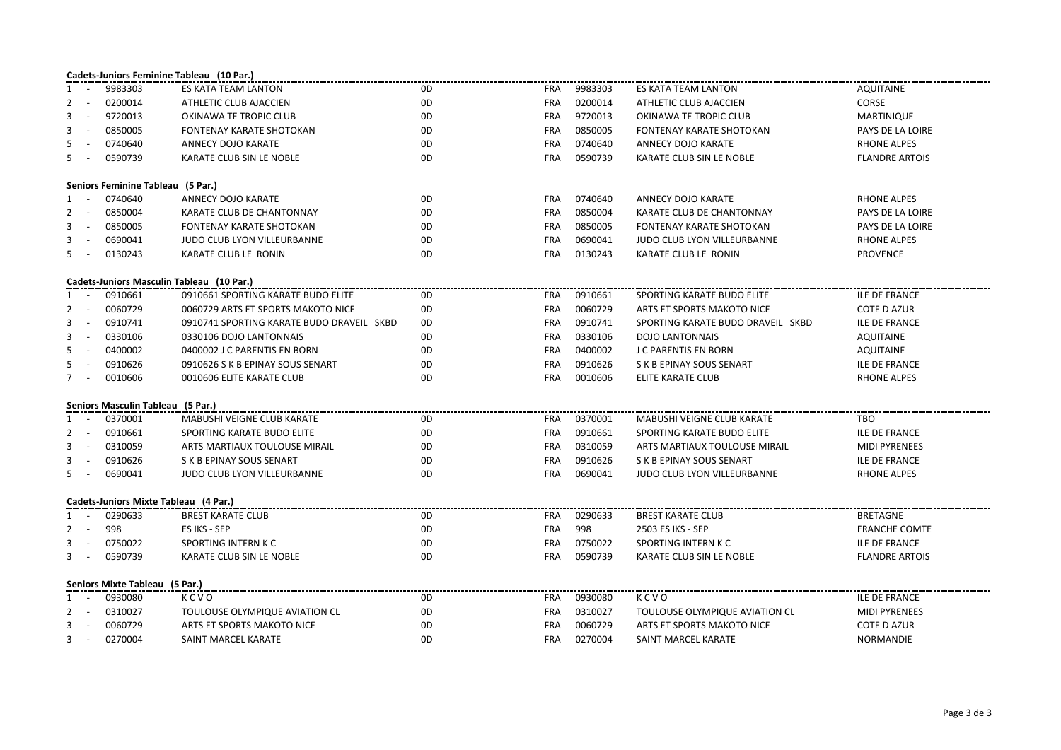**Cadets-Juniors Feminine Tableau (10 Par.)**

| | | | | | | | | |
|---|---|---|---|---|---|---|---|---|
| 1 | - | 9983303 | ES KATA TEAM LANTON | 0D | FRA | 9983303 | ES KATA TEAM LANTON | AQUITAINE |
| 2 | - | 0200014 | ATHLETIC CLUB AJACCIEN | 0D | FRA | 0200014 | ATHLETIC CLUB AJACCIEN | CORSE |
| 3 | - | 9720013 | OKINAWA TE TROPIC CLUB | 0D | FRA | 9720013 | OKINAWA TE TROPIC CLUB | MARTINIQUE |
| 3 | - | 0850005 | FONTENAY KARATE SHOTOKAN | 0D | FRA | 0850005 | FONTENAY KARATE SHOTOKAN | PAYS DE LA LOIRE |
| 5 | - | 0740640 | ANNECY DOJO KARATE | 0D | FRA | 0740640 | ANNECY DOJO KARATE | RHONE ALPES |
| 5 | - | 0590739 | KARATE CLUB SIN LE NOBLE | 0D | FRA | 0590739 | KARATE CLUB SIN LE NOBLE | FLANDRE ARTOIS |

**Seniors Feminine Tableau (5 Par.)**

| | | | | | | | | |
|---|---|---|---|---|---|---|---|---|
| 1 | - | 0740640 | ANNECY DOJO KARATE | 0D | FRA | 0740640 | ANNECY DOJO KARATE | RHONE ALPES |
| 2 | - | 0850004 | KARATE CLUB DE CHANTONNAY | 0D | FRA | 0850004 | KARATE CLUB DE CHANTONNAY | PAYS DE LA LOIRE |
| 3 | - | 0850005 | FONTENAY KARATE SHOTOKAN | 0D | FRA | 0850005 | FONTENAY KARATE SHOTOKAN | PAYS DE LA LOIRE |
| 3 | - | 0690041 | JUDO CLUB LYON VILLEURBANNE | 0D | FRA | 0690041 | JUDO CLUB LYON VILLEURBANNE | RHONE ALPES |
| 5 | - | 0130243 | KARATE CLUB LE RONIN | 0D | FRA | 0130243 | KARATE CLUB LE RONIN | PROVENCE |

**Cadets-Juniors Masculin Tableau (10 Par.)**

| | | | | | | | | |
|---|---|---|---|---|---|---|---|---|
| 1 | - | 0910661 | 0910661 SPORTING KARATE BUDO ELITE | 0D | FRA | 0910661 | SPORTING KARATE BUDO ELITE | ILE DE FRANCE |
| 2 | - | 0060729 | 0060729 ARTS ET SPORTS MAKOTO NICE | 0D | FRA | 0060729 | ARTS ET SPORTS MAKOTO NICE | COTE D AZUR |
| 3 | - | 0910741 | 0910741 SPORTING KARATE BUDO DRAVEIL SKBD | 0D | FRA | 0910741 | SPORTING KARATE BUDO DRAVEIL SKBD | ILE DE FRANCE |
| 3 | - | 0330106 | 0330106 DOJO LANTONNAIS | 0D | FRA | 0330106 | DOJO LANTONNAIS | AQUITAINE |
| 5 | - | 0400002 | 0400002 J C PARENTIS EN BORN | 0D | FRA | 0400002 | J C PARENTIS EN BORN | AQUITAINE |
| 5 | - | 0910626 | 0910626 S K B EPINAY SOUS SENART | 0D | FRA | 0910626 | S K B EPINAY SOUS SENART | ILE DE FRANCE |
| 7 | - | 0010606 | 0010606 ELITE KARATE CLUB | 0D | FRA | 0010606 | ELITE KARATE CLUB | RHONE ALPES |

**Seniors Masculin Tableau (5 Par.)**

| | | | | | | | | |
|---|---|---|---|---|---|---|---|---|
| 1 | - | 0370001 | MABUSHI VEIGNE CLUB KARATE | 0D | FRA | 0370001 | MABUSHI VEIGNE CLUB KARATE | TBO |
| 2 | - | 0910661 | SPORTING KARATE BUDO ELITE | 0D | FRA | 0910661 | SPORTING KARATE BUDO ELITE | ILE DE FRANCE |
| 3 | - | 0310059 | ARTS MARTIAUX TOULOUSE MIRAIL | 0D | FRA | 0310059 | ARTS MARTIAUX TOULOUSE MIRAIL | MIDI PYRENEES |
| 3 | - | 0910626 | S K B EPINAY SOUS SENART | 0D | FRA | 0910626 | S K B EPINAY SOUS SENART | ILE DE FRANCE |
| 5 | - | 0690041 | JUDO CLUB LYON VILLEURBANNE | 0D | FRA | 0690041 | JUDO CLUB LYON VILLEURBANNE | RHONE ALPES |

**Cadets-Juniors Mixte Tableau (4 Par.)**

| | | | | | | | | |
|---|---|---|---|---|---|---|---|---|
| 1 | - | 0290633 | BREST KARATE CLUB | 0D | FRA | 0290633 | BREST KARATE CLUB | BRETAGNE |
| 2 | - | 998 | ES IKS - SEP | 0D | FRA | 998 | 2503 ES IKS - SEP | FRANCHE COMTE |
| 3 | - | 0750022 | SPORTING INTERN K C | 0D | FRA | 0750022 | SPORTING INTERN K C | ILE DE FRANCE |
| 3 | - | 0590739 | KARATE CLUB SIN LE NOBLE | 0D | FRA | 0590739 | KARATE CLUB SIN LE NOBLE | FLANDRE ARTOIS |

**Seniors Mixte Tableau (5 Par.)**

| | | | | | | | | |
|---|---|---|---|---|---|---|---|---|
| 1 | - | 0930080 | K C V O | 0D | FRA | 0930080 | K C V O | ILE DE FRANCE |
| 2 | - | 0310027 | TOULOUSE OLYMPIQUE AVIATION CL | 0D | FRA | 0310027 | TOULOUSE OLYMPIQUE AVIATION CL | MIDI PYRENEES |
| 3 | - | 0060729 | ARTS ET SPORTS MAKOTO NICE | 0D | FRA | 0060729 | ARTS ET SPORTS MAKOTO NICE | COTE D AZUR |
| 3 | - | 0270004 | SAINT MARCEL KARATE | 0D | FRA | 0270004 | SAINT MARCEL KARATE | NORMANDIE |